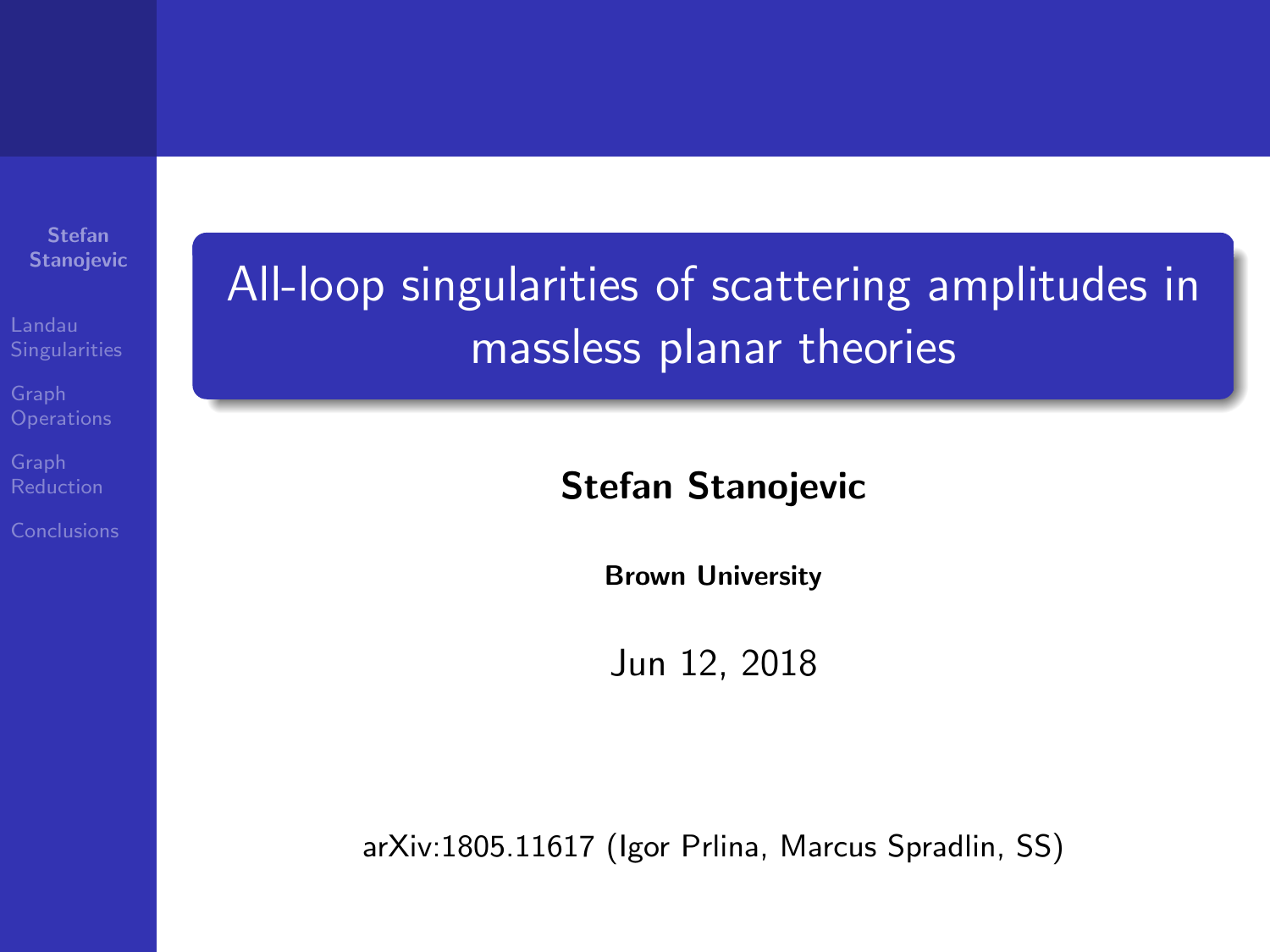# All-loop singularities of scattering amplitudes in massless planar theories

**Stefan Stanojevic**

**Brown University**

Jun 12, 2018

arXiv:1805.11617 (Igor Prlina, Marcus Spradlin, SS)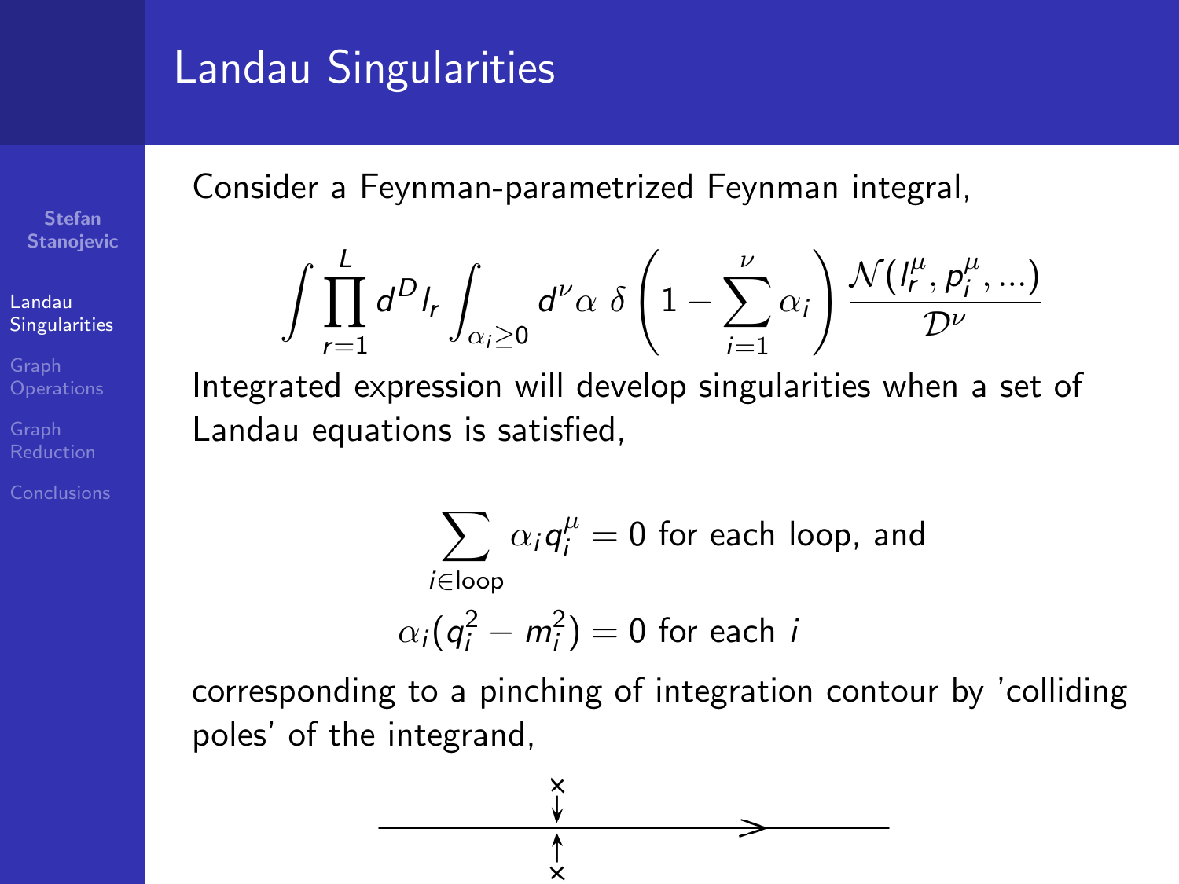# Landau Singularities

Consider a Feynman-parametrized Feynman integral,

$$\int \prod_{r=1}^{L} d^D l_r \int_{\alpha_i \geq 0} d^\nu \alpha \; \delta\left(1 - \sum_{i=1}^{\nu} \alpha_i\right) \frac{\mathcal{N}(l_r^\mu, p_i^\mu, \ldots)}{\mathcal{D}^\nu}$$

Integrated expression will develop singularities when a set of Landau equations is satisfied,

$$\sum_{i \in \text{loop}} \alpha_i q_i^\mu = 0 \text{ for each loop, and}$$

$$\alpha_i (q_i^2 - m_i^2) = 0 \text{ for each } i$$

corresponding to a pinching of integration contour by 'colliding poles' of the integrand,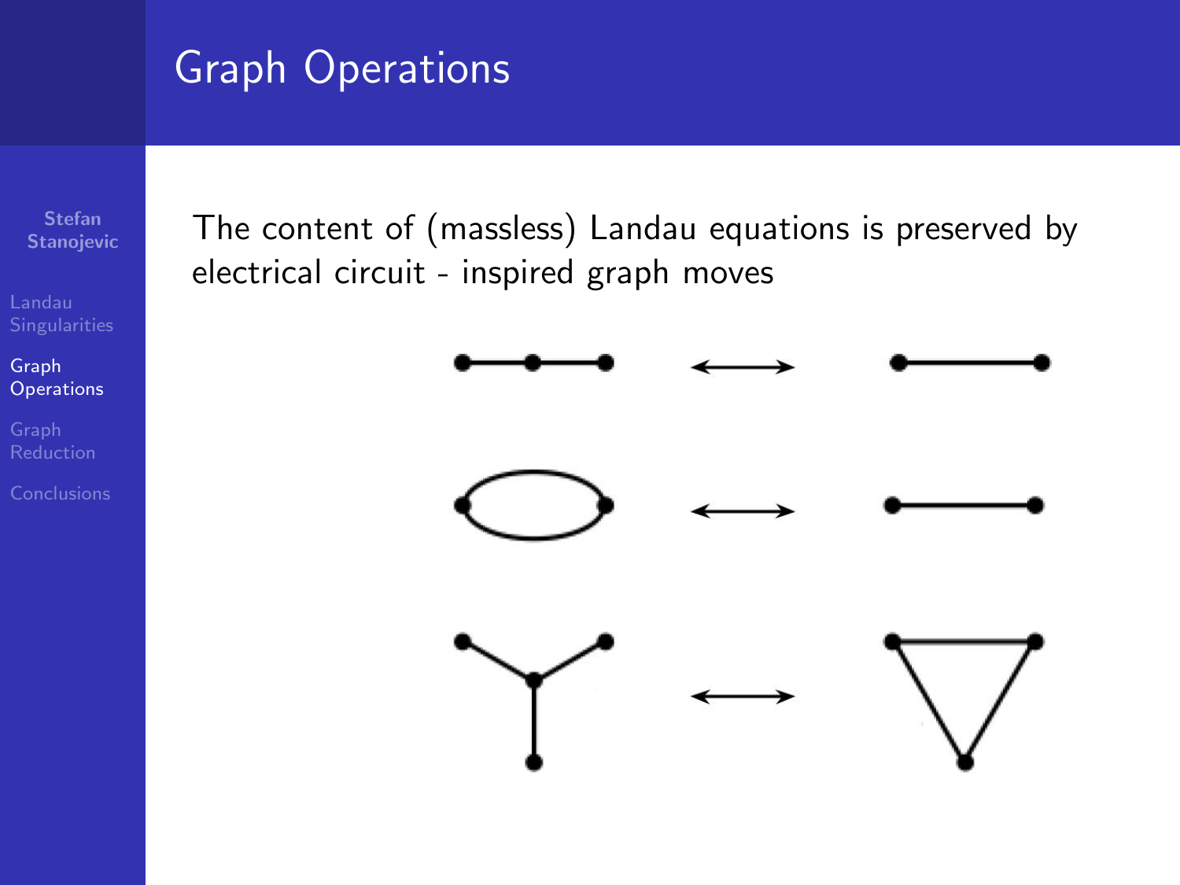# Graph Operations

The content of (massless) Landau equations is preserved by electrical circuit - inspired graph moves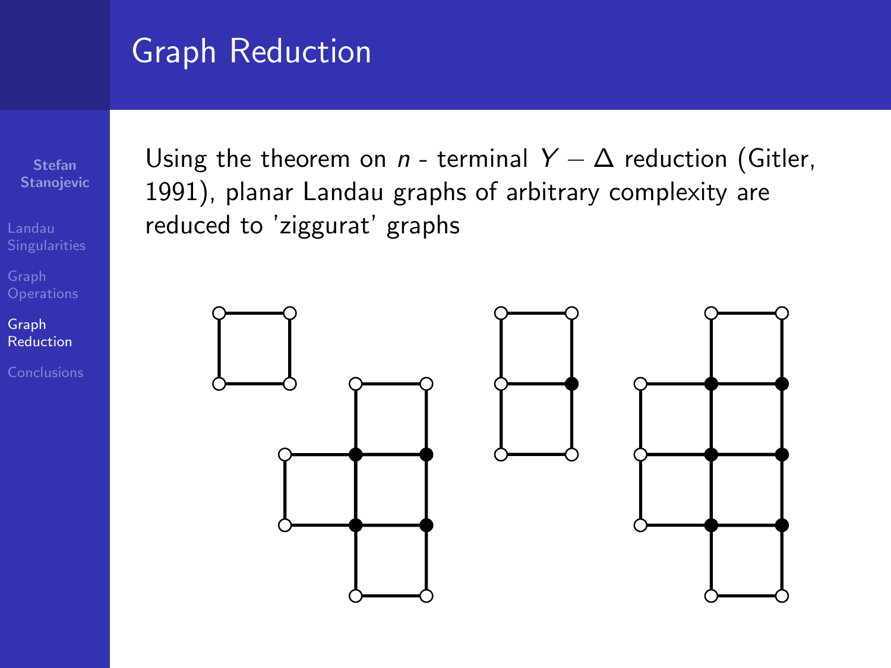# Graph Reduction

Using the theorem on $n$ - terminal $Y - \Delta$ reduction (Gitler, 1991), planar Landau graphs of arbitrary complexity are reduced to 'ziggurat' graphs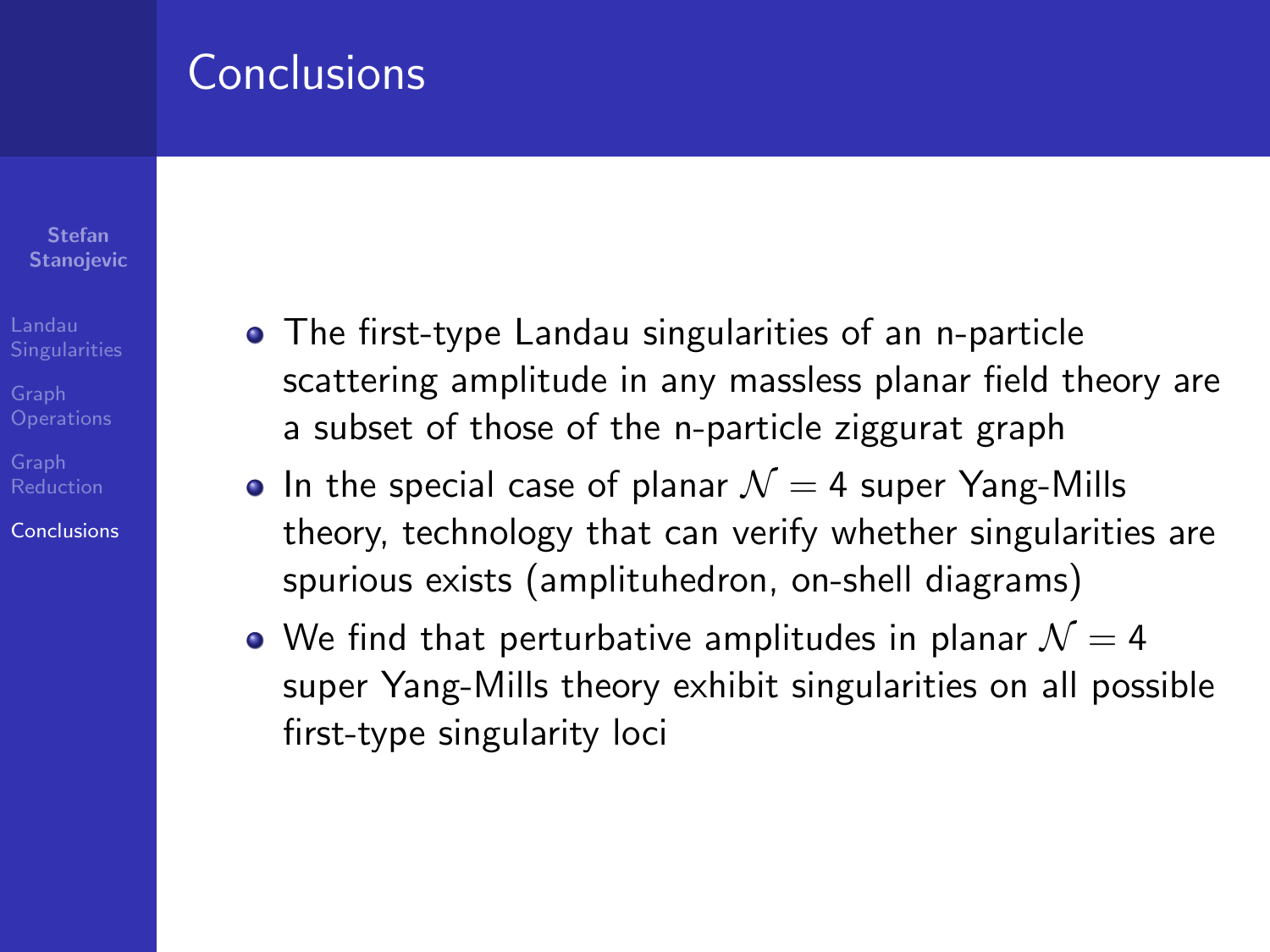# Conclusions

- The first-type Landau singularities of an n-particle scattering amplitude in any massless planar field theory are a subset of those of the n-particle ziggurat graph
- In the special case of planar $\mathcal{N} = 4$ super Yang-Mills theory, technology that can verify whether singularities are spurious exists (amplituhedron, on-shell diagrams)
- We find that perturbative amplitudes in planar $\mathcal{N} = 4$ super Yang-Mills theory exhibit singularities on all possible first-type singularity loci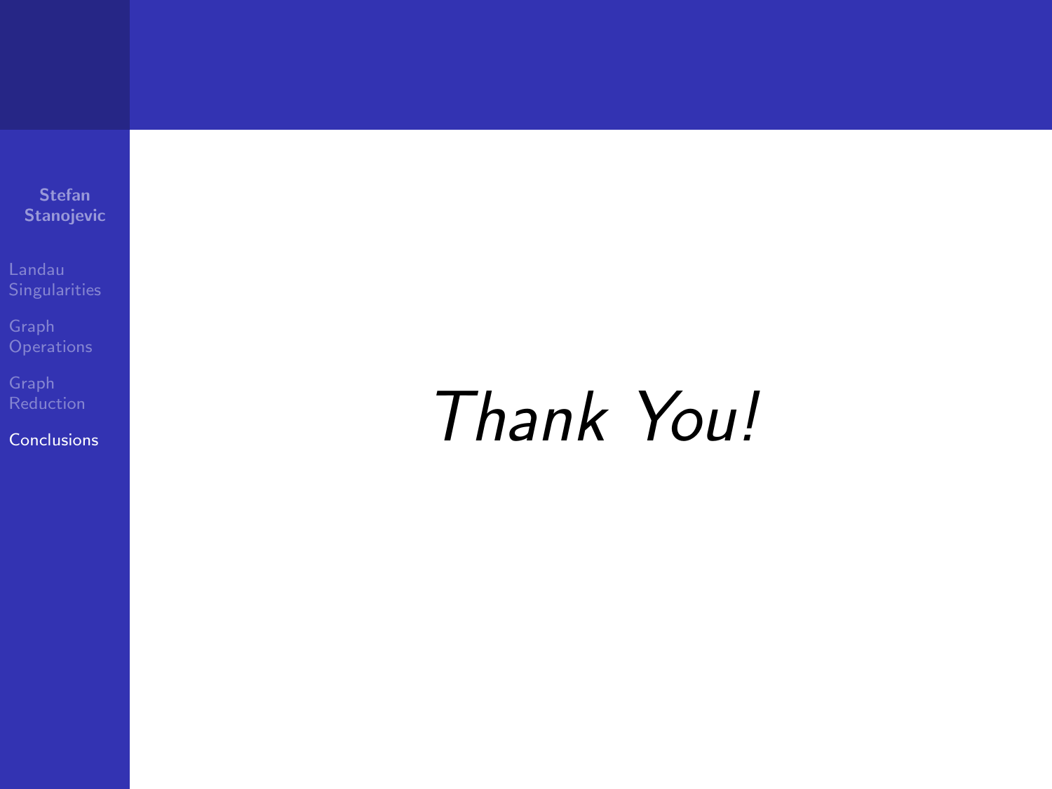*Thank You!*